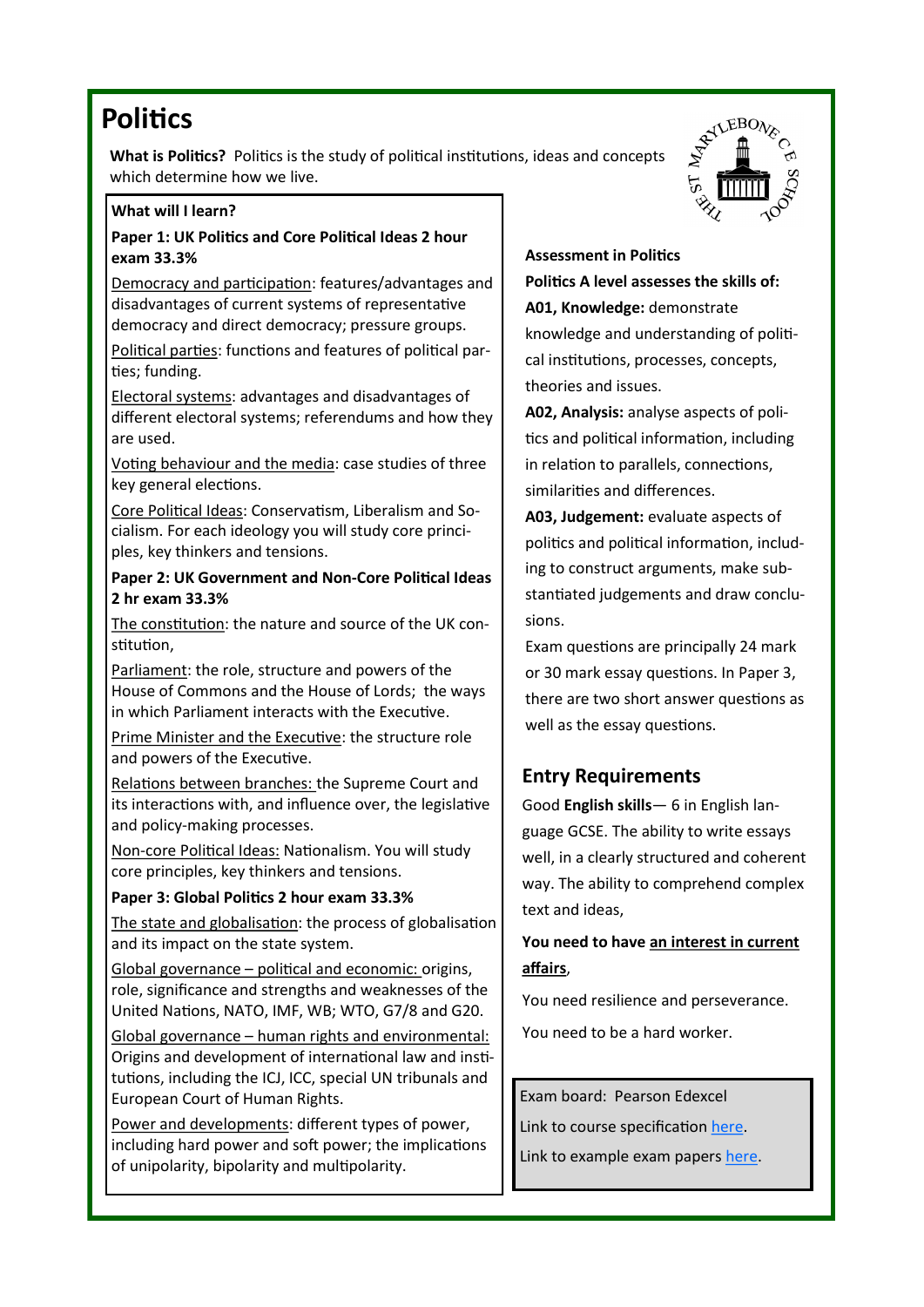# Politics

**What is Politics?** Politics is the study of political institutions, ideas and concepts which determine how we live.

**What will I learn?**

**Paper 1: UK Politics and Core Political Ideas 2 hour exam 33.3%**

Democracy and participation: features/advantages and disadvantages of current systems of representative democracy and direct democracy; pressure groups.

Political parties: functions and features of political parties; funding.

Electoral systems: advantages and disadvantages of different electoral systems; referendums and how they are used.

Voting behaviour and the media: case studies of three key general elections.

Core Political Ideas: Conservatism, Liberalism and Socialism. For each ideology you will study core principles, key thinkers and tensions.

**Paper 2: UK Government and Non-Core Political Ideas 2 hr exam 33.3%**

The constitution: the nature and source of the UK constitution,

Parliament: the role, structure and powers of the House of Commons and the House of Lords; the ways in which Parliament interacts with the Executive.

Prime Minister and the Executive: the structure role and powers of the Executive.

Relations between branches: the Supreme Court and its interactions with, and influence over, the legislative and policy-making processes.

Non-core Political Ideas: Nationalism. You will study core principles, key thinkers and tensions.

**Paper 3: Global Politics 2 hour exam 33.3%**

The state and globalisation: the process of globalisation and its impact on the state system.

Global governance – political and economic: origins, role, significance and strengths and weaknesses of the United Nations, NATO, IMF, WB; WTO, G7/8 and G20.

Global governance – human rights and environmental: Origins and development of international law and institutions, including the ICJ, ICC, special UN tribunals and European Court of Human Rights.

Power and developments: different types of power, including hard power and soft power; the implications of unipolarity, bipolarity and multipolarity.

**Assessment in Politics**

**Politics A level assesses the skills of:**

**A01, Knowledge:** demonstrate knowledge and understanding of political institutions, processes, concepts, theories and issues.

**A02, Analysis:** analyse aspects of politics and political information, including in relation to parallels, connections, similarities and differences.

**A03, Judgement:** evaluate aspects of politics and political information, including to construct arguments, make substantiated judgements and draw conclusions.

Exam questions are principally 24 mark or 30 mark essay questions. In Paper 3, there are two short answer questions as well as the essay questions.

## Entry Requirements

Good **English skills**— 6 in English language GCSE. The ability to write essays well, in a clearly structured and coherent way. The ability to comprehend complex text and ideas,

**You need to have an interest in current affairs**,

You need resilience and perseverance.

You need to be a hard worker.

Exam board: Pearson Edexcel

Link to course specification here.

Link to example exam papers here.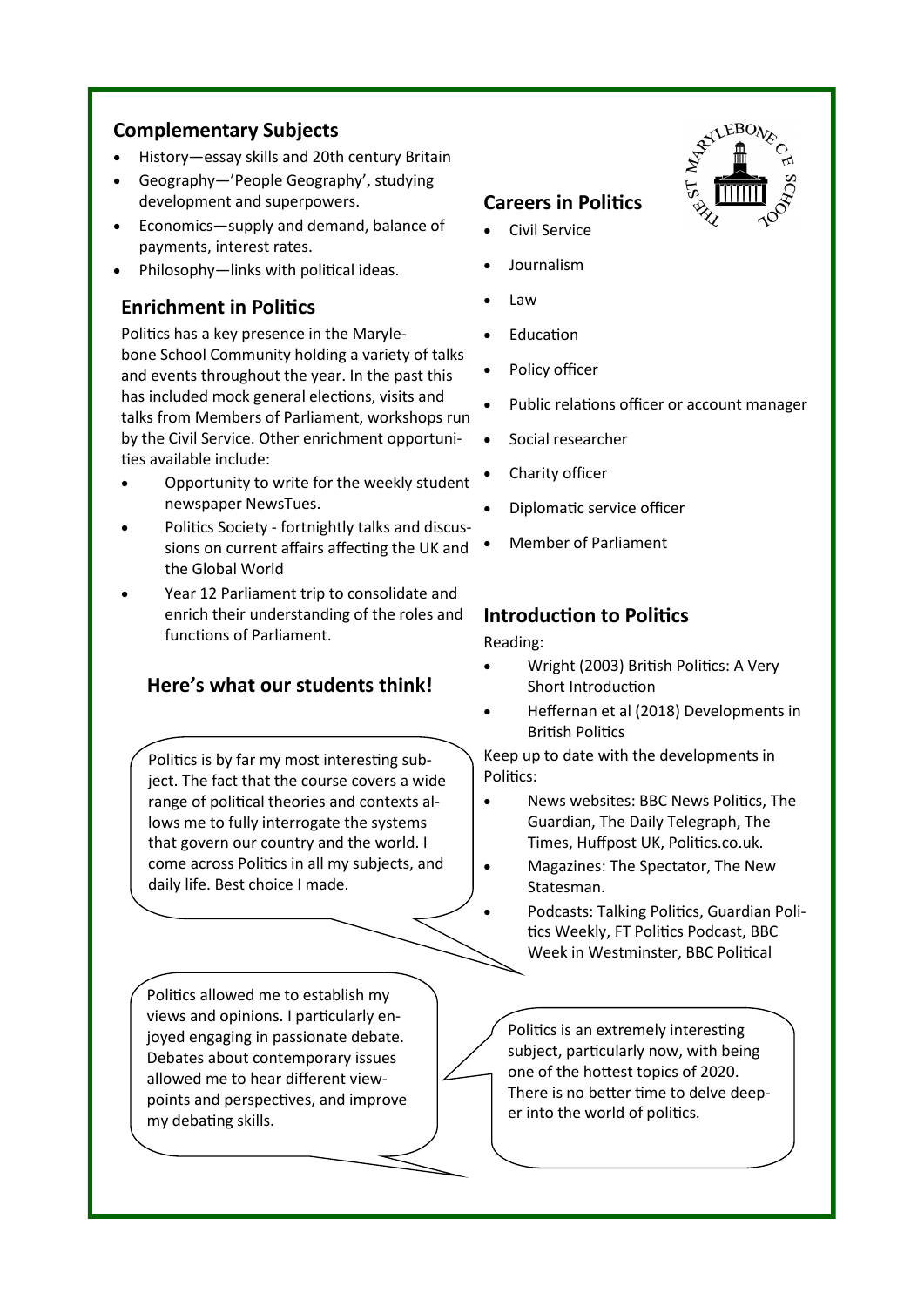## Complementary Subjects

- History—essay skills and 20th century Britain
- Geography—'People Geography', studying development and superpowers.
- Economics—supply and demand, balance of payments, interest rates.
- Philosophy—links with political ideas.

## Enrichment in Politics

Politics has a key presence in the Marylebone School Community holding a variety of talks and events throughout the year. In the past this has included mock general elections, visits and talks from Members of Parliament, workshops run by the Civil Service. Other enrichment opportunities available include:

- Opportunity to write for the weekly student newspaper NewsTues.
- Politics Society - fortnightly talks and discussions on current affairs affecting the UK and the Global World
- Year 12 Parliament trip to consolidate and enrich their understanding of the roles and functions of Parliament.

## Here's what our students think!

Politics is by far my most interesting subject. The fact that the course covers a wide range of political theories and contexts allows me to fully interrogate the systems that govern our country and the world. I come across Politics in all my subjects, and daily life. Best choice I made.

Politics allowed me to establish my views and opinions. I particularly enjoyed engaging in passionate debate. Debates about contemporary issues allowed me to hear different viewpoints and perspectives, and improve my debating skills.

Politics is an extremely interesting subject, particularly now, with being one of the hottest topics of 2020. There is no better time to delve deeper into the world of politics.

## Careers in Politics

- Civil Service
- Journalism
- Law
- Education
- Policy officer
- Public relations officer or account manager
- Social researcher
- Charity officer
- Diplomatic service officer
- Member of Parliament

## Introduction to Politics

Reading:

- Wright (2003) British Politics: A Very Short Introduction
- Heffernan et al (2018) Developments in British Politics

Keep up to date with the developments in Politics:

- News websites: BBC News Politics, The Guardian, The Daily Telegraph, The Times, Huffpost UK, Politics.co.uk.
- Magazines: The Spectator, The New Statesman.
- Podcasts: Talking Politics, Guardian Politics Weekly, FT Politics Podcast, BBC Week in Westminster, BBC Political